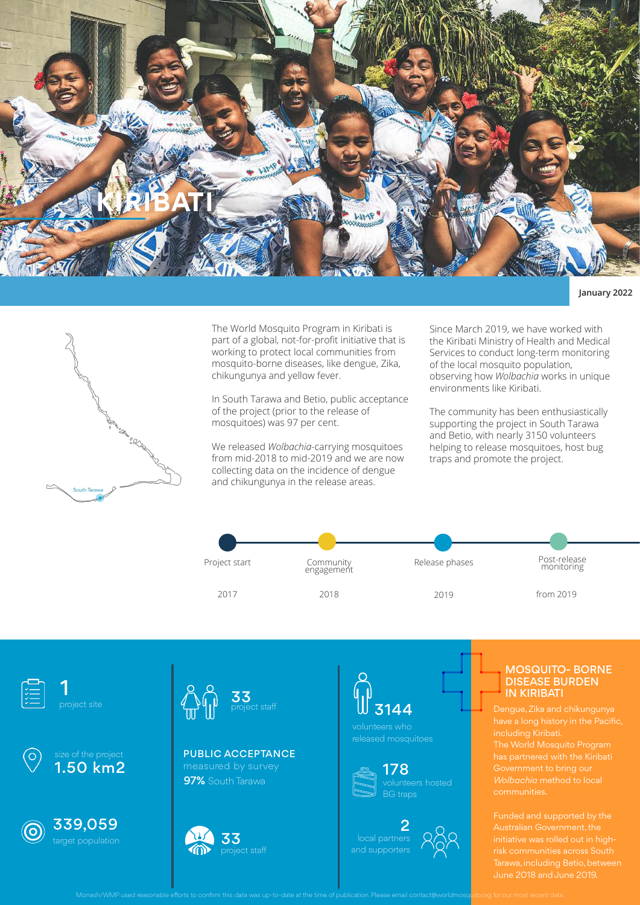# KIRIBATI

January 2022

South Tarawa

The World Mosquito Program in Kiribati is part of a global, not-for-profit initiative that is working to protect local communities from mosquito-borne diseases, like dengue, Zika, chikungunya and yellow fever.

In South Tarawa and Betio, public acceptance of the project (prior to the release of mosquitoes) was 97 per cent.

We released *Wolbachia*-carrying mosquitoes from mid-2018 to mid-2019 and we are now collecting data on the incidence of dengue and chikungunya in the release areas.

Since March 2019, we have worked with the Kiribati Ministry of Health and Medical Services to conduct long-term monitoring of the local mosquito population, observing how *Wolbachia* works in unique environments like Kiribati.

The community has been enthusiastically supporting the project in South Tarawa and Betio, with nearly 3150 volunteers helping to release mosquitoes, host bug traps and promote the project.

| Project start | Community engagement | Release phases | Post-release monitoring |
|---|---|---|---|
| 2017 | 2018 | 2019 | from 2019 |

**1** project site

size of the project **1.50 km2**

**339,059** target population

**33** project staff

**PUBLIC ACCEPTANCE**
measured by survey
**97%** South Tarawa

**33** project staff

**3144** volunteers who released mosquitoes

**178** volunteers hosted BG traps

**2** local partners and supporters

## MOSQUITO- BORNE DISEASE BURDEN IN KIRIBATI

Dengue, Zika and chikungunya have a long history in the Pacific, including Kiribati.
The World Mosquito Program has partnered with the Kiribati Government to bring our *Wolbachia* method to local communities.

Funded and supported by the Australian Government, the initiative was rolled out in high-risk communities across South Tarawa, including Betio, between June 2018 and June 2019.

Monash/WMP used reasonable efforts to confirm this data was up-to-date at the time of publication. Please email contact@worldmosquito.org for our most recent data.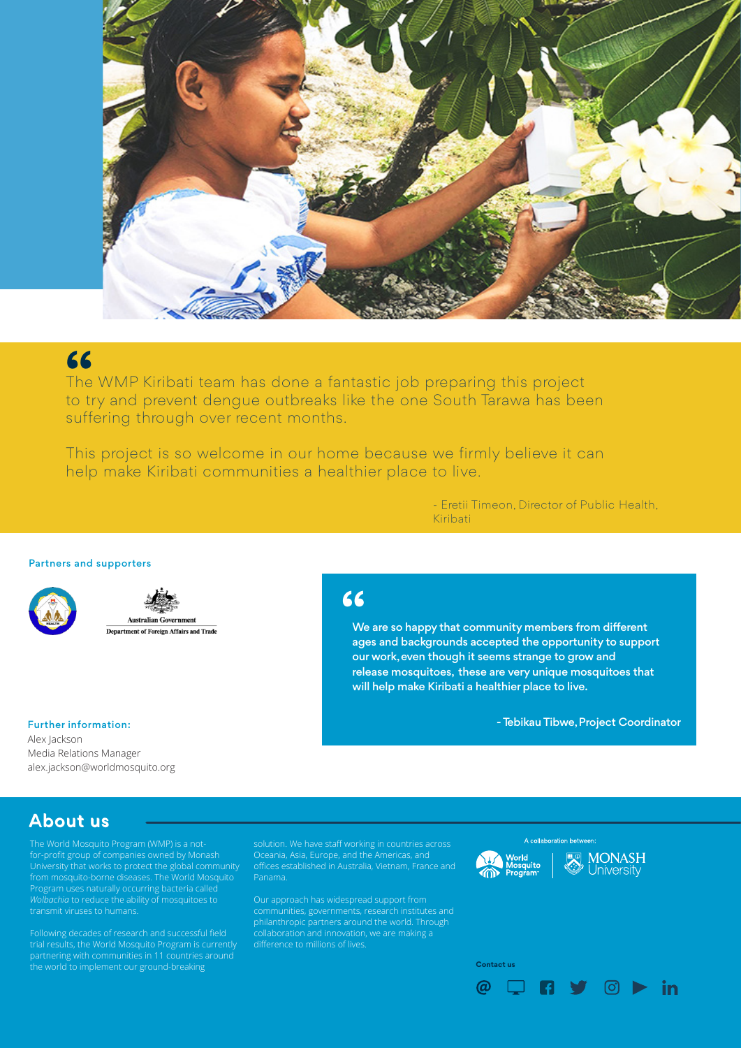> The WMP Kiribati team has done a fantastic job preparing this project to try and prevent dengue outbreaks like the one South Tarawa has been suffering through over recent months.
>
> This project is so welcome in our home because we firmly believe it can help make Kiribati communities a healthier place to live.
>
> \- Eretii Timeon, Director of Public Health, Kiribati

Partners and supporters

Australian Government
Department of Foreign Affairs and Trade

> **We are so happy that community members from different ages and backgrounds accepted the opportunity to support our work, even though it seems strange to grow and release mosquitoes, these are very unique mosquitoes that will help make Kiribati a healthier place to live.**
>
> **- Tebikau Tibwe, Project Coordinator**

Further information:

Alex Jackson
Media Relations Manager
alex.jackson@worldmosquito.org

## About us

The World Mosquito Program (WMP) is a not-for-profit group of companies owned by Monash University that works to protect the global community from mosquito-borne diseases. The World Mosquito Program uses naturally occurring bacteria called *Wolbachia* to reduce the ability of mosquitoes to transmit viruses to humans.

Following decades of research and successful field trial results, the World Mosquito Program is currently partnering with communities in 11 countries around the world to implement our ground-breaking solution. We have staff working in countries across Oceania, Asia, Europe, and the Americas, and offices established in Australia, Vietnam, France and Panama.

Our approach has widespread support from communities, governments, research institutes and philanthropic partners around the world. Through collaboration and innovation, we are making a difference to millions of lives.

A collaboration between:

World Mosquito Program | MONASH University

Contact us